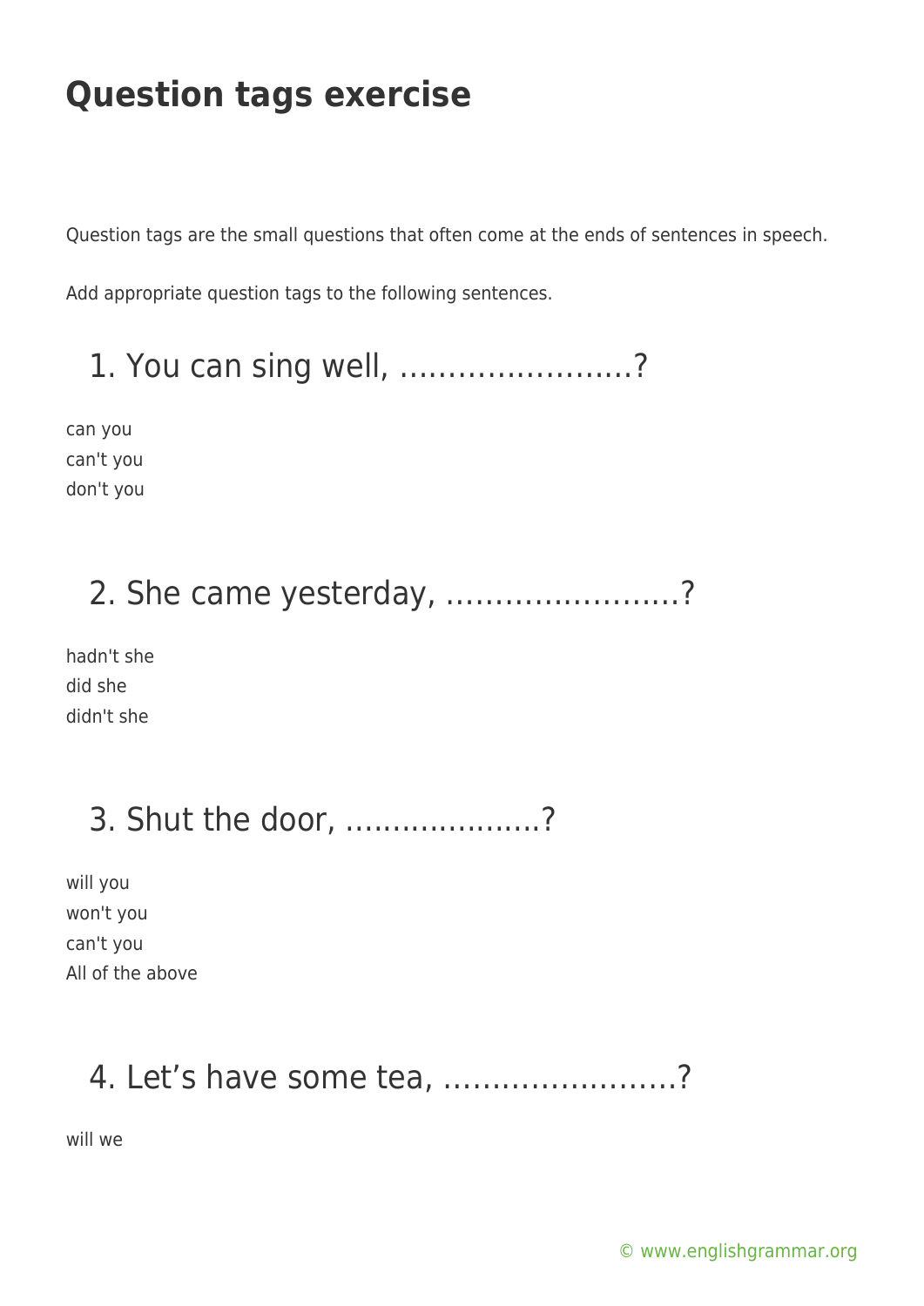# Question tags exercise

Question tags are the small questions that often come at the ends of sentences in speech.

Add appropriate question tags to the following sentences.

## 1. You can sing well, ……………………?

can you
can't you
don't you

## 2. She came yesterday, ……………………?

hadn't she
did she
didn't she

## 3. Shut the door, …………………?

will you
won't you
can't you
All of the above

## 4. Let's have some tea, ……………………?

will we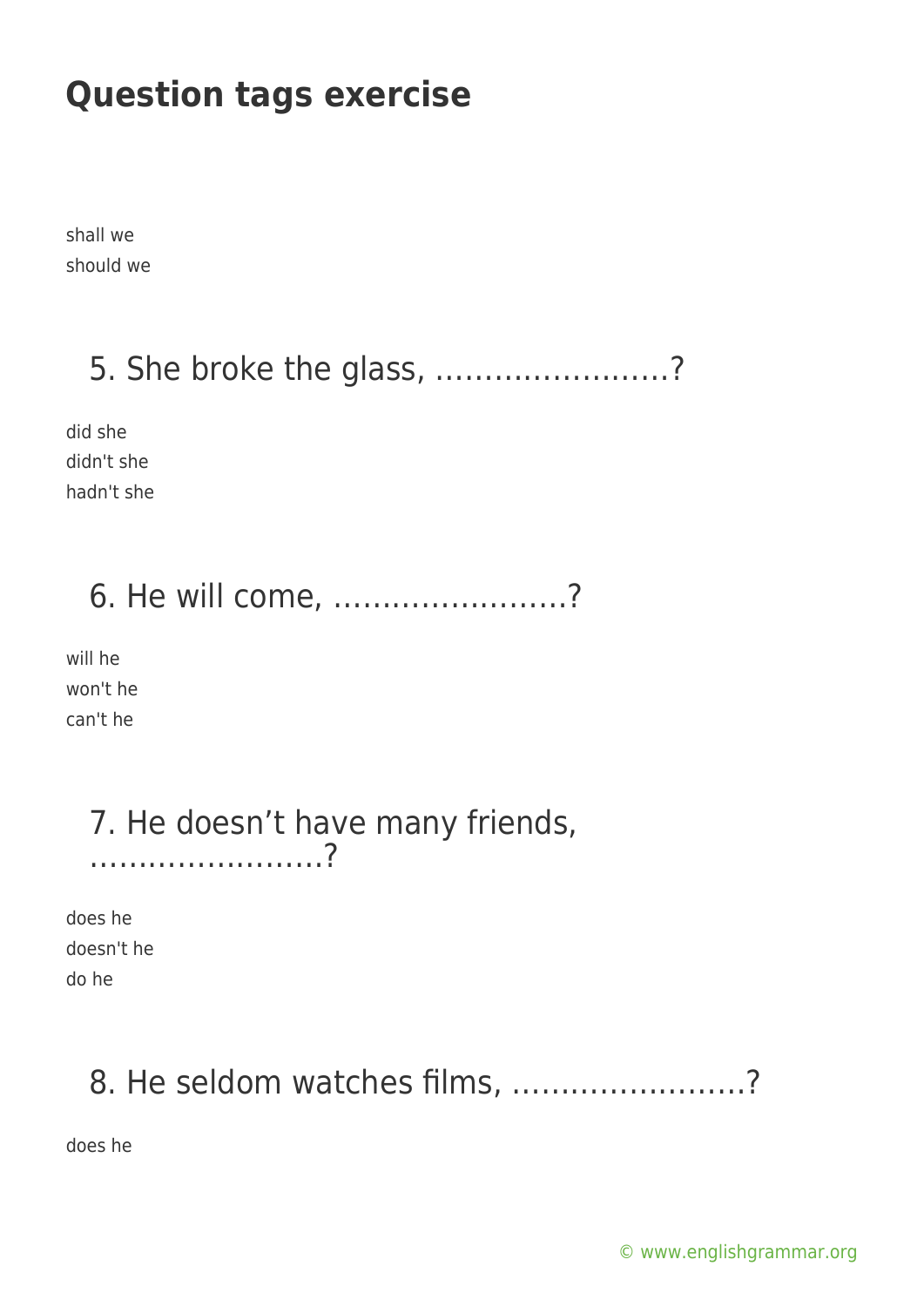# Question tags exercise

shall we
should we

## 5. She broke the glass, ……………………?

did she
didn't she
hadn't she

## 6. He will come, ……………………?

will he
won't he
can't he

## 7. He doesn't have many friends, ……………………?

does he
doesn't he
do he

## 8. He seldom watches films, ……………………?

does he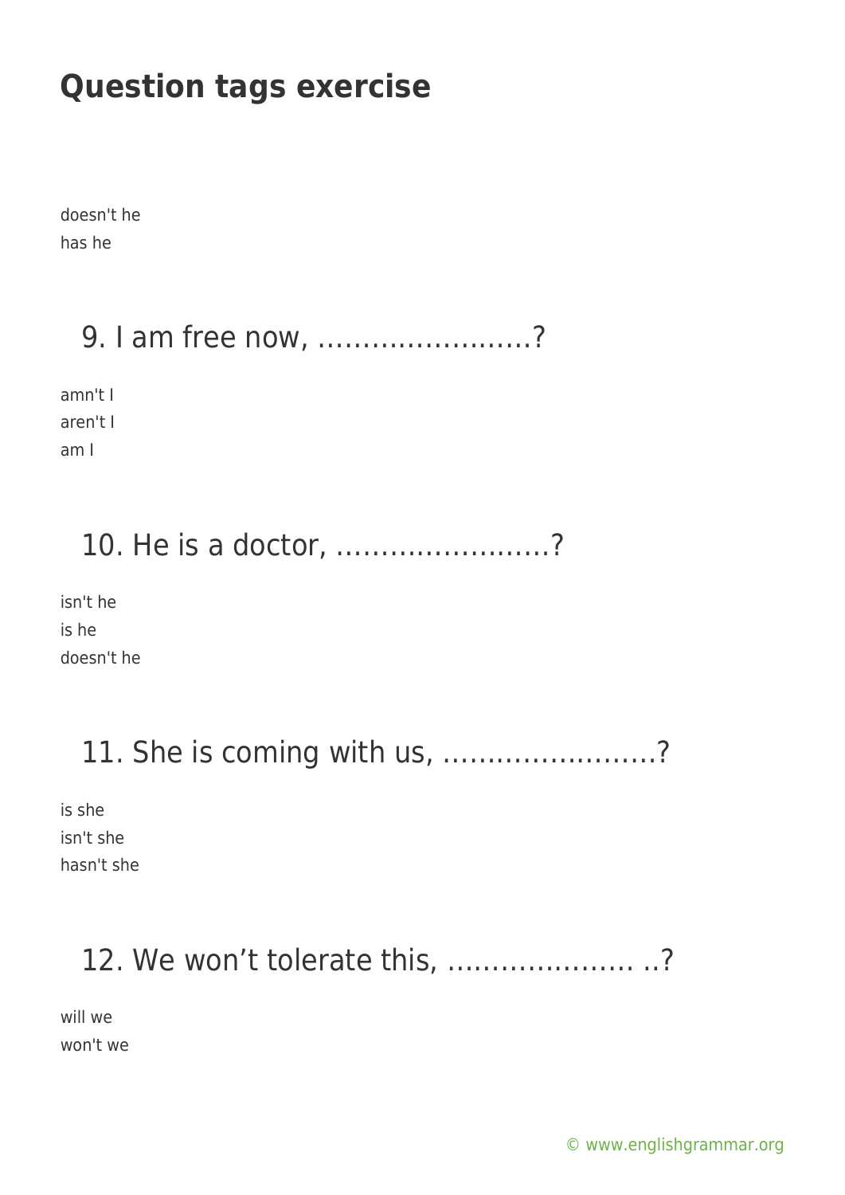# Question tags exercise

doesn't he
has he

## 9. I am free now, ……………………?

amn't I
aren't I
am I

## 10. He is a doctor, ……………………?

isn't he
is he
doesn't he

## 11. She is coming with us, ……………………?

is she
isn't she
hasn't she

## 12. We won’t tolerate this, ………………… ..?

will we
won't we

© www.englishgrammar.org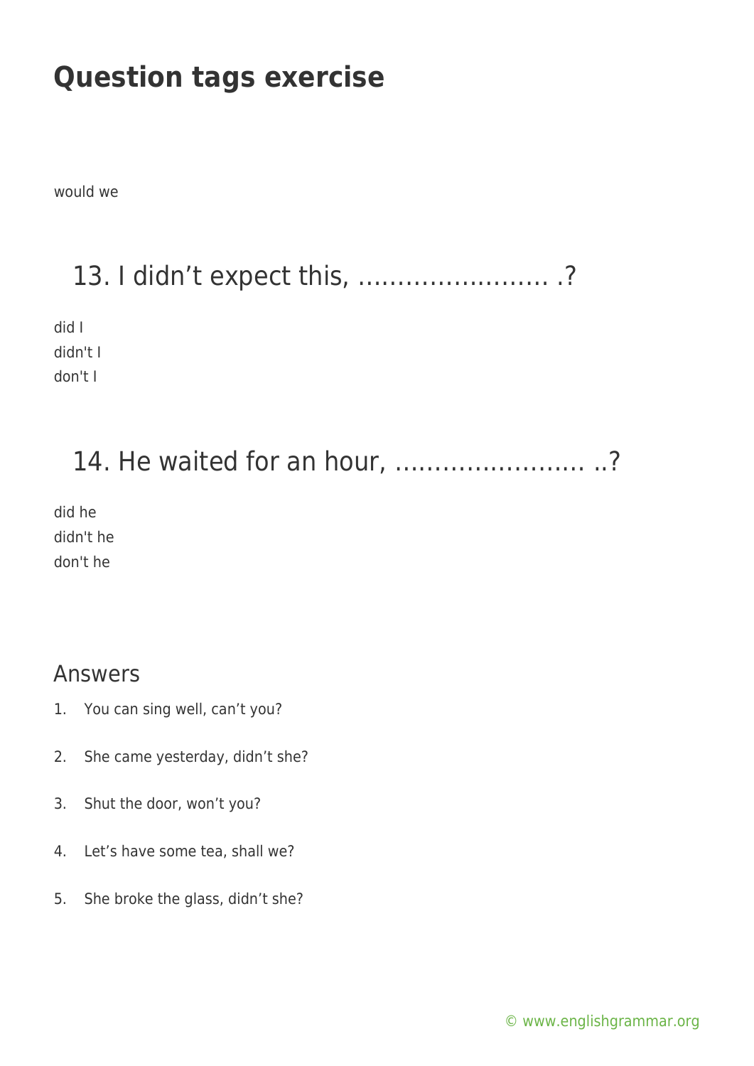# Question tags exercise

would we

## 13. I didn’t expect this, …………………… .?

did I
didn't I
don't I

## 14. He waited for an hour, …………………… ..?

did he
didn't he
don't he

## Answers

1. You can sing well, can’t you?
2. She came yesterday, didn’t she?
3. Shut the door, won’t you?
4. Let’s have some tea, shall we?
5. She broke the glass, didn’t she?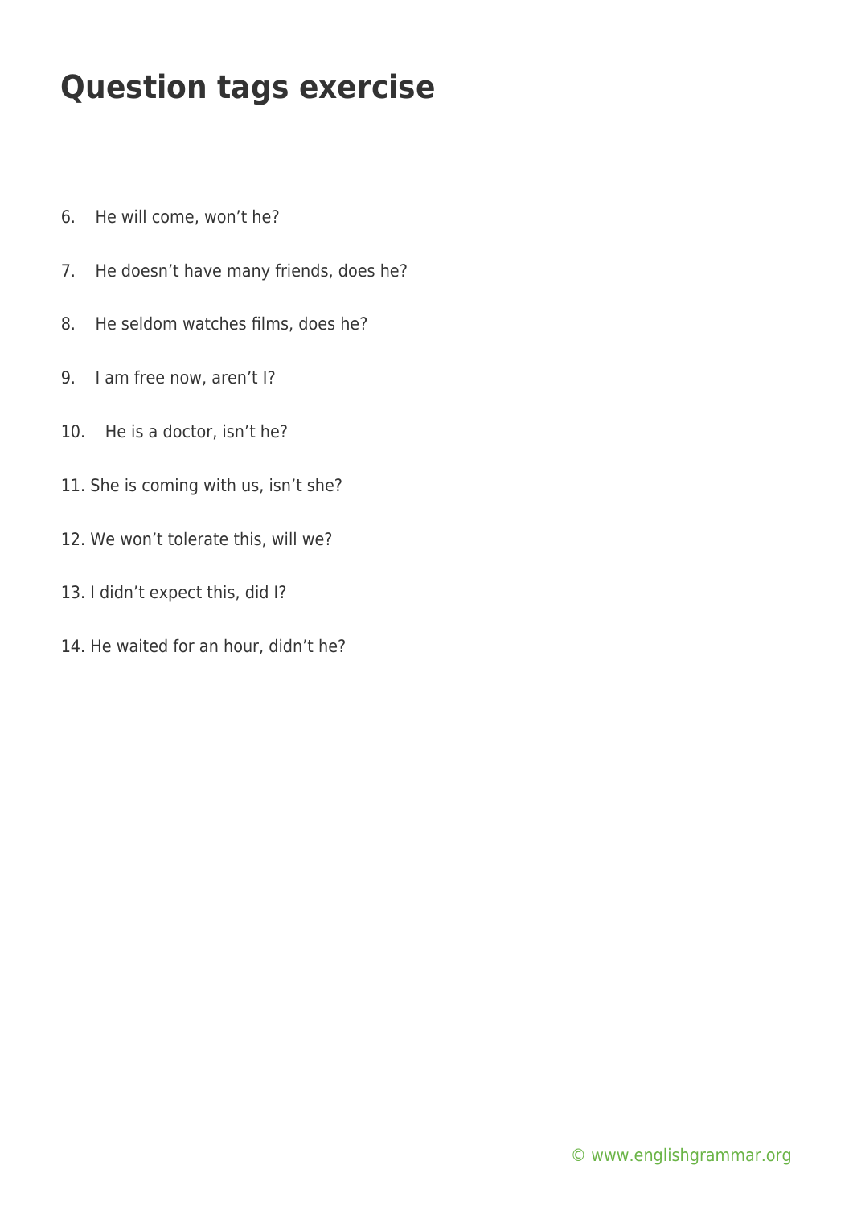# Question tags exercise

6. He will come, won't he?
7. He doesn't have many friends, does he?
8. He seldom watches films, does he?
9. I am free now, aren't I?
10. He is a doctor, isn't he?
11. She is coming with us, isn't she?
12. We won't tolerate this, will we?
13. I didn't expect this, did I?
14. He waited for an hour, didn't he?